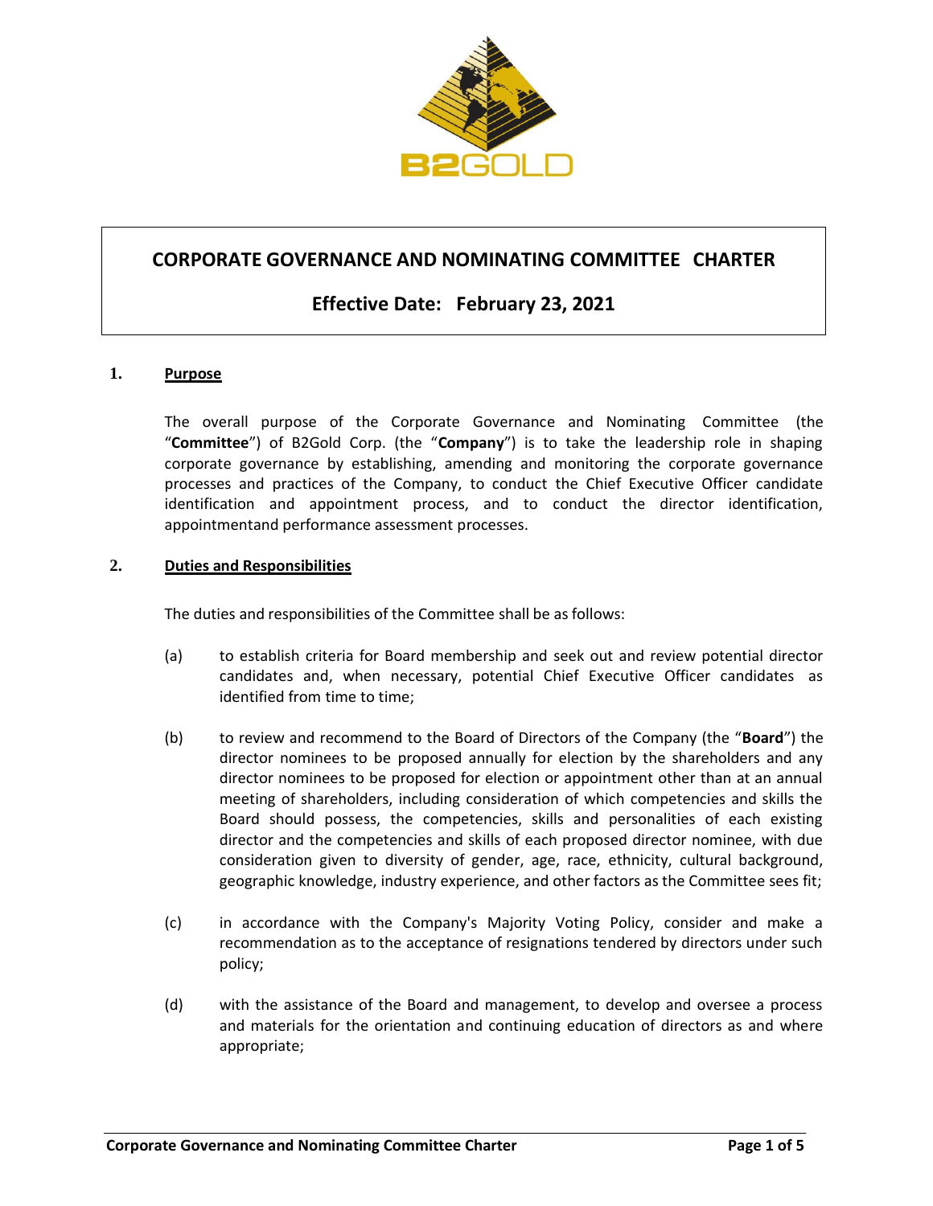# CORPORATE GOVERNANCE AND NOMINATING COMMITTEE CHARTER

## Effective Date: February 23, 2021

### 1. Purpose

The overall purpose of the Corporate Governance and Nominating Committee (the "**Committee**") of B2Gold Corp. (the "**Company**") is to take the leadership role in shaping corporate governance by establishing, amending and monitoring the corporate governance processes and practices of the Company, to conduct the Chief Executive Officer candidate identification and appointment process, and to conduct the director identification, appointmentand performance assessment processes.

### 2. Duties and Responsibilities

The duties and responsibilities of the Committee shall be as follows:

(a) to establish criteria for Board membership and seek out and review potential director candidates and, when necessary, potential Chief Executive Officer candidates as identified from time to time;

(b) to review and recommend to the Board of Directors of the Company (the "**Board**") the director nominees to be proposed annually for election by the shareholders and any director nominees to be proposed for election or appointment other than at an annual meeting of shareholders, including consideration of which competencies and skills the Board should possess, the competencies, skills and personalities of each existing director and the competencies and skills of each proposed director nominee, with due consideration given to diversity of gender, age, race, ethnicity, cultural background, geographic knowledge, industry experience, and other factors as the Committee sees fit;

(c) in accordance with the Company's Majority Voting Policy, consider and make a recommendation as to the acceptance of resignations tendered by directors under such policy;

(d) with the assistance of the Board and management, to develop and oversee a process and materials for the orientation and continuing education of directors as and where appropriate;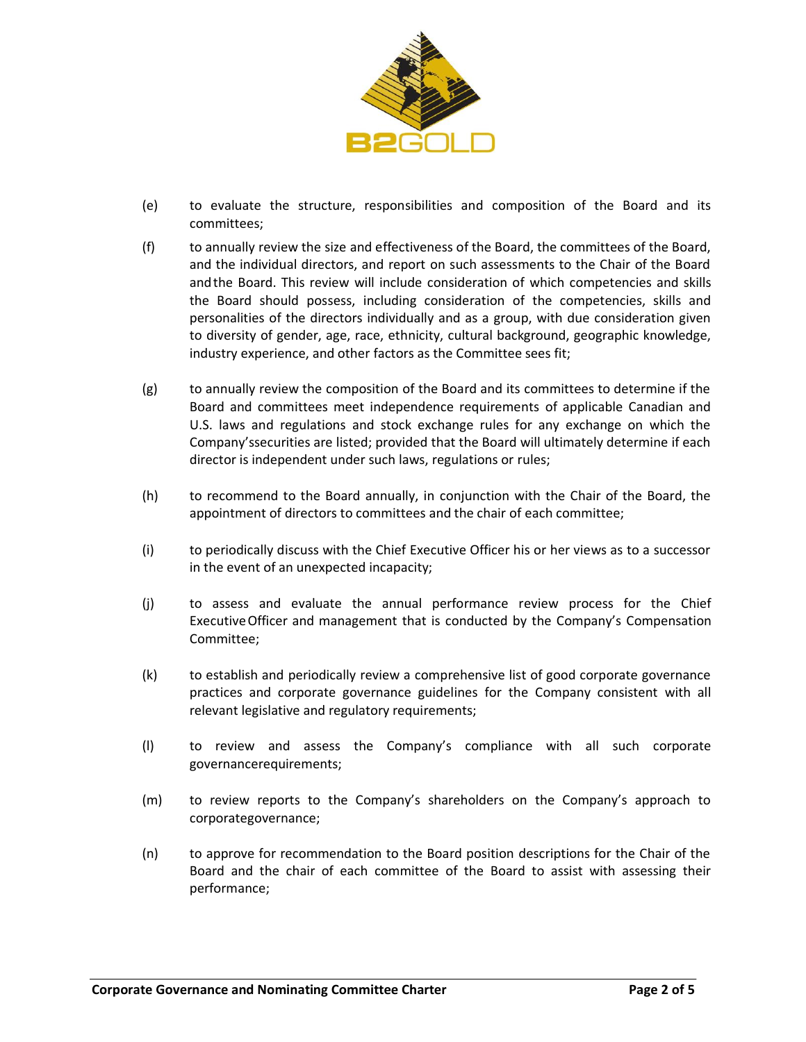(e) to evaluate the structure, responsibilities and composition of the Board and its committees;

(f) to annually review the size and effectiveness of the Board, the committees of the Board, and the individual directors, and report on such assessments to the Chair of the Board and the Board. This review will include consideration of which competencies and skills the Board should possess, including consideration of the competencies, skills and personalities of the directors individually and as a group, with due consideration given to diversity of gender, age, race, ethnicity, cultural background, geographic knowledge, industry experience, and other factors as the Committee sees fit;

(g) to annually review the composition of the Board and its committees to determine if the Board and committees meet independence requirements of applicable Canadian and U.S. laws and regulations and stock exchange rules for any exchange on which the Company's securities are listed; provided that the Board will ultimately determine if each director is independent under such laws, regulations or rules;

(h) to recommend to the Board annually, in conjunction with the Chair of the Board, the appointment of directors to committees and the chair of each committee;

(i) to periodically discuss with the Chief Executive Officer his or her views as to a successor in the event of an unexpected incapacity;

(j) to assess and evaluate the annual performance review process for the Chief Executive Officer and management that is conducted by the Company's Compensation Committee;

(k) to establish and periodically review a comprehensive list of good corporate governance practices and corporate governance guidelines for the Company consistent with all relevant legislative and regulatory requirements;

(l) to review and assess the Company's compliance with all such corporate governance requirements;

(m) to review reports to the Company's shareholders on the Company's approach to corporate governance;

(n) to approve for recommendation to the Board position descriptions for the Chair of the Board and the chair of each committee of the Board to assist with assessing their performance;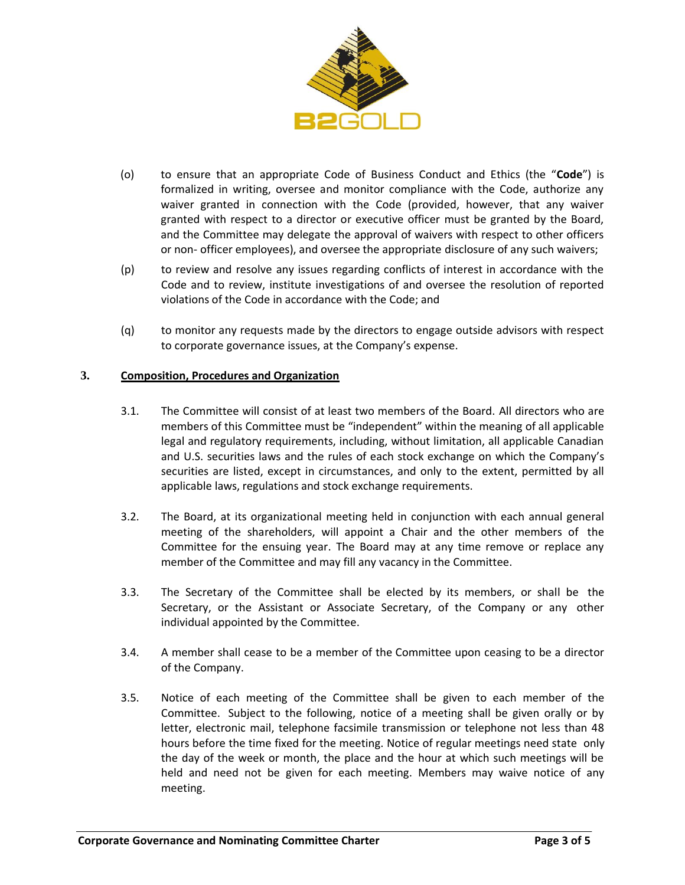(o) to ensure that an appropriate Code of Business Conduct and Ethics (the "**Code**") is formalized in writing, oversee and monitor compliance with the Code, authorize any waiver granted in connection with the Code (provided, however, that any waiver granted with respect to a director or executive officer must be granted by the Board, and the Committee may delegate the approval of waivers with respect to other officers or non- officer employees), and oversee the appropriate disclosure of any such waivers;

(p) to review and resolve any issues regarding conflicts of interest in accordance with the Code and to review, institute investigations of and oversee the resolution of reported violations of the Code in accordance with the Code; and

(q) to monitor any requests made by the directors to engage outside advisors with respect to corporate governance issues, at the Company's expense.

## 3. Composition, Procedures and Organization

3.1. The Committee will consist of at least two members of the Board. All directors who are members of this Committee must be "independent" within the meaning of all applicable legal and regulatory requirements, including, without limitation, all applicable Canadian and U.S. securities laws and the rules of each stock exchange on which the Company's securities are listed, except in circumstances, and only to the extent, permitted by all applicable laws, regulations and stock exchange requirements.

3.2. The Board, at its organizational meeting held in conjunction with each annual general meeting of the shareholders, will appoint a Chair and the other members of the Committee for the ensuing year. The Board may at any time remove or replace any member of the Committee and may fill any vacancy in the Committee.

3.3. The Secretary of the Committee shall be elected by its members, or shall be the Secretary, or the Assistant or Associate Secretary, of the Company or any other individual appointed by the Committee.

3.4. A member shall cease to be a member of the Committee upon ceasing to be a director of the Company.

3.5. Notice of each meeting of the Committee shall be given to each member of the Committee. Subject to the following, notice of a meeting shall be given orally or by letter, electronic mail, telephone facsimile transmission or telephone not less than 48 hours before the time fixed for the meeting. Notice of regular meetings need state only the day of the week or month, the place and the hour at which such meetings will be held and need not be given for each meeting. Members may waive notice of any meeting.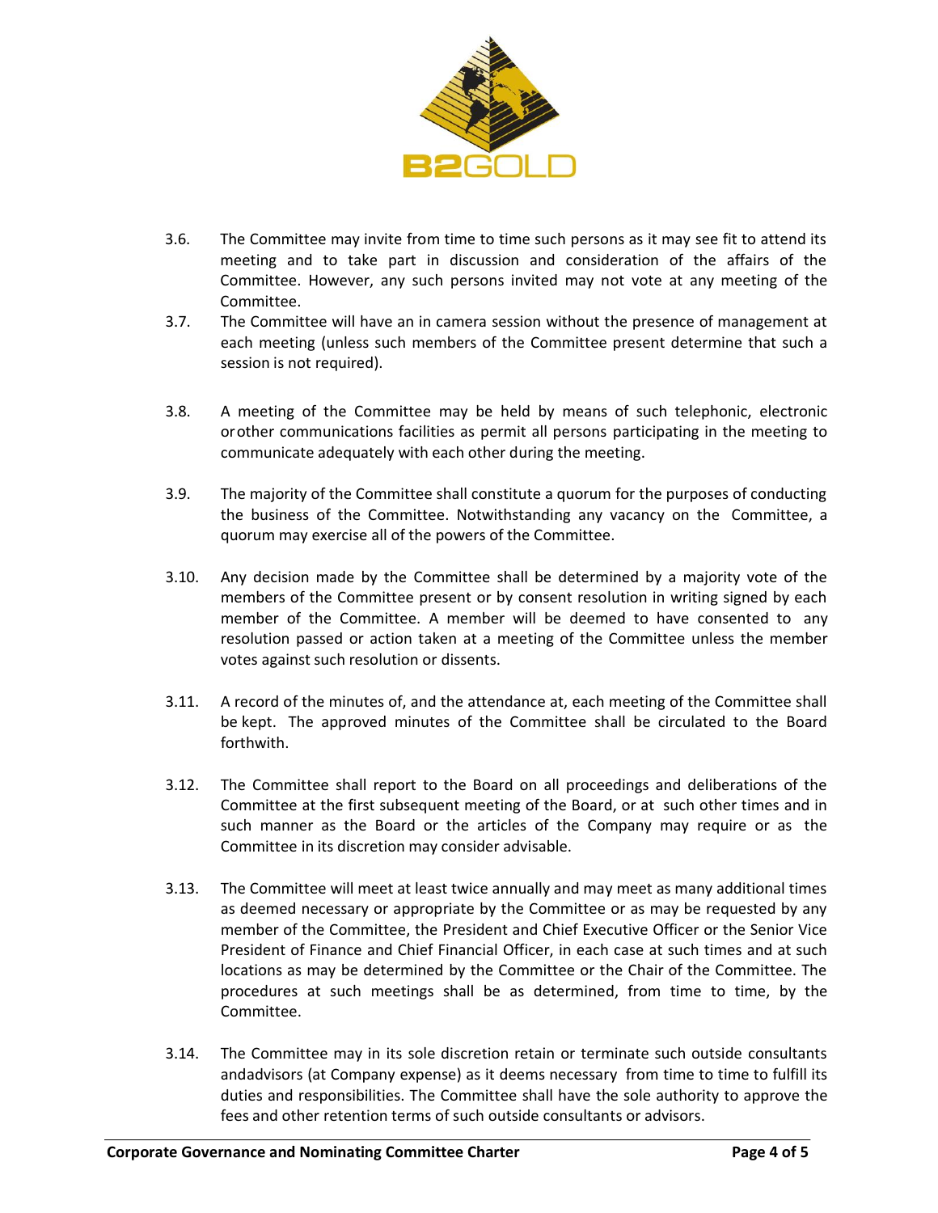3.6. The Committee may invite from time to time such persons as it may see fit to attend its meeting and to take part in discussion and consideration of the affairs of the Committee. However, any such persons invited may not vote at any meeting of the Committee.

3.7. The Committee will have an in camera session without the presence of management at each meeting (unless such members of the Committee present determine that such a session is not required).

3.8. A meeting of the Committee may be held by means of such telephonic, electronic or other communications facilities as permit all persons participating in the meeting to communicate adequately with each other during the meeting.

3.9. The majority of the Committee shall constitute a quorum for the purposes of conducting the business of the Committee. Notwithstanding any vacancy on the Committee, a quorum may exercise all of the powers of the Committee.

3.10. Any decision made by the Committee shall be determined by a majority vote of the members of the Committee present or by consent resolution in writing signed by each member of the Committee. A member will be deemed to have consented to any resolution passed or action taken at a meeting of the Committee unless the member votes against such resolution or dissents.

3.11. A record of the minutes of, and the attendance at, each meeting of the Committee shall be kept. The approved minutes of the Committee shall be circulated to the Board forthwith.

3.12. The Committee shall report to the Board on all proceedings and deliberations of the Committee at the first subsequent meeting of the Board, or at such other times and in such manner as the Board or the articles of the Company may require or as the Committee in its discretion may consider advisable.

3.13. The Committee will meet at least twice annually and may meet as many additional times as deemed necessary or appropriate by the Committee or as may be requested by any member of the Committee, the President and Chief Executive Officer or the Senior Vice President of Finance and Chief Financial Officer, in each case at such times and at such locations as may be determined by the Committee or the Chair of the Committee. The procedures at such meetings shall be as determined, from time to time, by the Committee.

3.14. The Committee may in its sole discretion retain or terminate such outside consultants and advisors (at Company expense) as it deems necessary from time to time to fulfill its duties and responsibilities. The Committee shall have the sole authority to approve the fees and other retention terms of such outside consultants or advisors.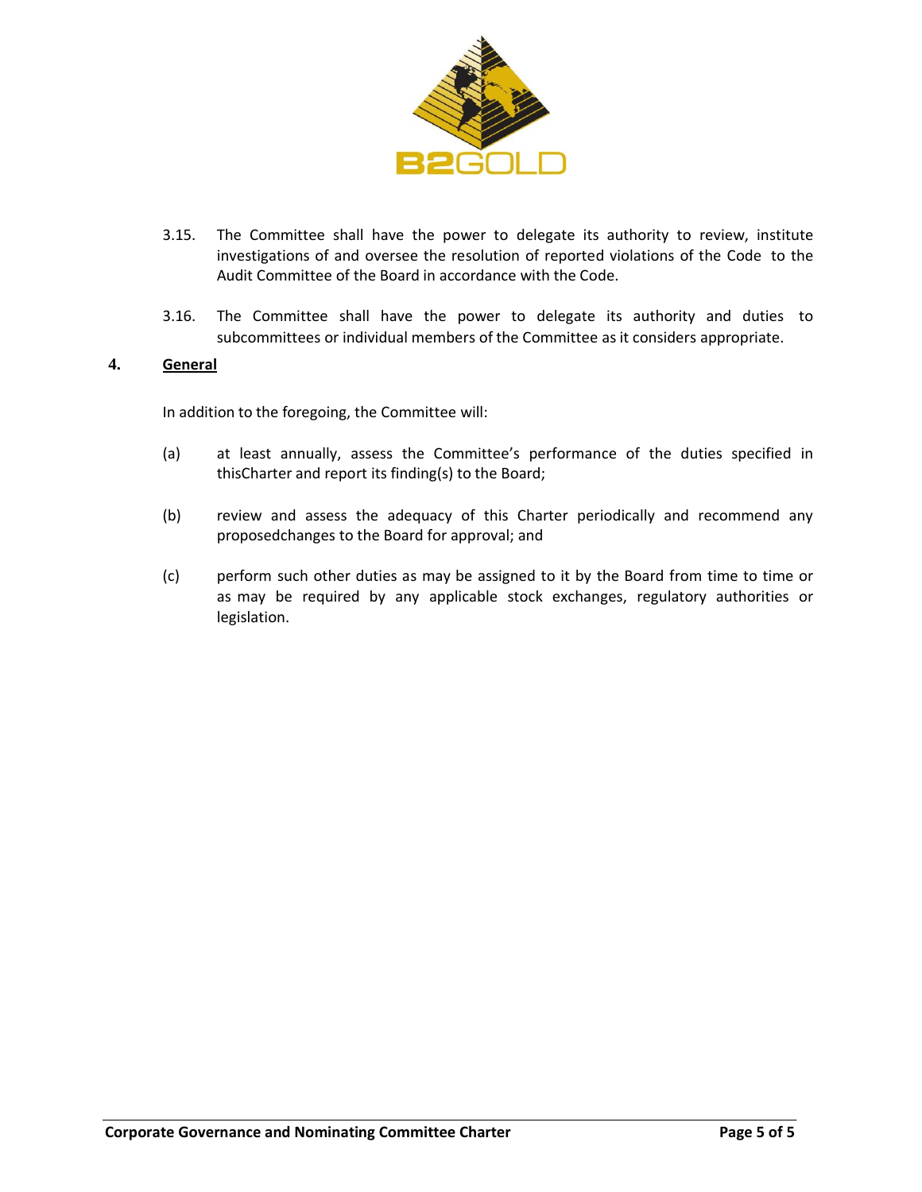3.15. The Committee shall have the power to delegate its authority to review, institute investigations of and oversee the resolution of reported violations of the Code to the Audit Committee of the Board in accordance with the Code.

3.16. The Committee shall have the power to delegate its authority and duties to subcommittees or individual members of the Committee as it considers appropriate.

## 4. General

In addition to the foregoing, the Committee will:

(a) at least annually, assess the Committee's performance of the duties specified in thisCharter and report its finding(s) to the Board;

(b) review and assess the adequacy of this Charter periodically and recommend any proposedchanges to the Board for approval; and

(c) perform such other duties as may be assigned to it by the Board from time to time or as may be required by any applicable stock exchanges, regulatory authorities or legislation.